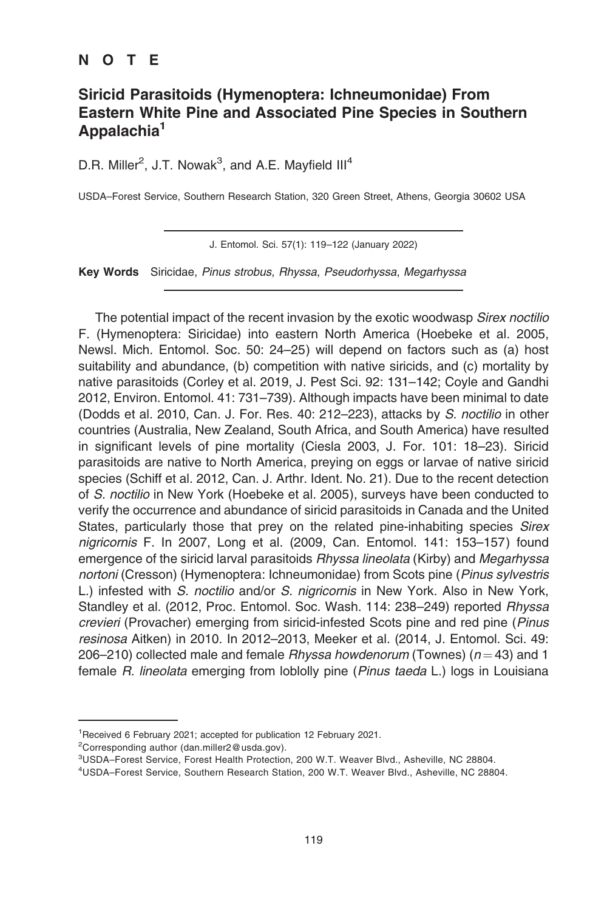**N O T E**

# Siricid Parasitoids (Hymenoptera: Ichneumonidae) From Eastern White Pine and Associated Pine Species in Southern Appalachia[1]

D.R. Miller[2], J.T. Nowak[3], and A.E. Mayfield III[4]

USDA–Forest Service, Southern Research Station, 320 Green Street, Athens, Georgia 30602 USA

**Key Words** Siricidae, *Pinus strobus*, *Rhyssa*, *Pseudorhyssa*, *Megarhyssa*

The potential impact of the recent invasion by the exotic woodwasp *Sirex noctilio* F. (Hymenoptera: Siricidae) into eastern North America (Hoebeke et al. 2005, Newsl. Mich. Entomol. Soc. 50: 24–25) will depend on factors such as (a) host suitability and abundance, (b) competition with native siricids, and (c) mortality by native parasitoids (Corley et al. 2019, J. Pest Sci. 92: 131–142; Coyle and Gandhi 2012, Environ. Entomol. 41: 731–739). Although impacts have been minimal to date (Dodds et al. 2010, Can. J. For. Res. 40: 212–223), attacks by *S. noctilio* in other countries (Australia, New Zealand, South Africa, and South America) have resulted in significant levels of pine mortality (Ciesla 2003, J. For. 101: 18–23). Siricid parasitoids are native to North America, preying on eggs or larvae of native siricid species (Schiff et al. 2012, Can. J. Arthr. Ident. No. 21). Due to the recent detection of *S. noctilio* in New York (Hoebeke et al. 2005), surveys have been conducted to verify the occurrence and abundance of siricid parasitoids in Canada and the United States, particularly those that prey on the related pine-inhabiting species *Sirex nigricornis* F. In 2007, Long et al. (2009, Can. Entomol. 141: 153–157) found emergence of the siricid larval parasitoids *Rhyssa lineolata* (Kirby) and *Megarhyssa nortoni* (Cresson) (Hymenoptera: Ichneumonidae) from Scots pine (*Pinus sylvestris* L.) infested with *S. noctilio* and/or *S. nigricornis* in New York. Also in New York, Standley et al. (2012, Proc. Entomol. Soc. Wash. 114: 238–249) reported *Rhyssa crevieri* (Provacher) emerging from siricid-infested Scots pine and red pine (*Pinus resinosa* Aitken) in 2010. In 2012–2013, Meeker et al. (2014, J. Entomol. Sci. 49: 206–210) collected male and female *Rhyssa howdenorum* (Townes) ($n = 43$) and 1 female *R. lineolata* emerging from loblolly pine (*Pinus taeda* L.) logs in Louisiana

---

[1]Received 6 February 2021; accepted for publication 12 February 2021.

[2]Corresponding author (dan.miller2@usda.gov).

[3]USDA–Forest Service, Forest Health Protection, 200 W.T. Weaver Blvd., Asheville, NC 28804.

[4]USDA–Forest Service, Southern Research Station, 200 W.T. Weaver Blvd., Asheville, NC 28804.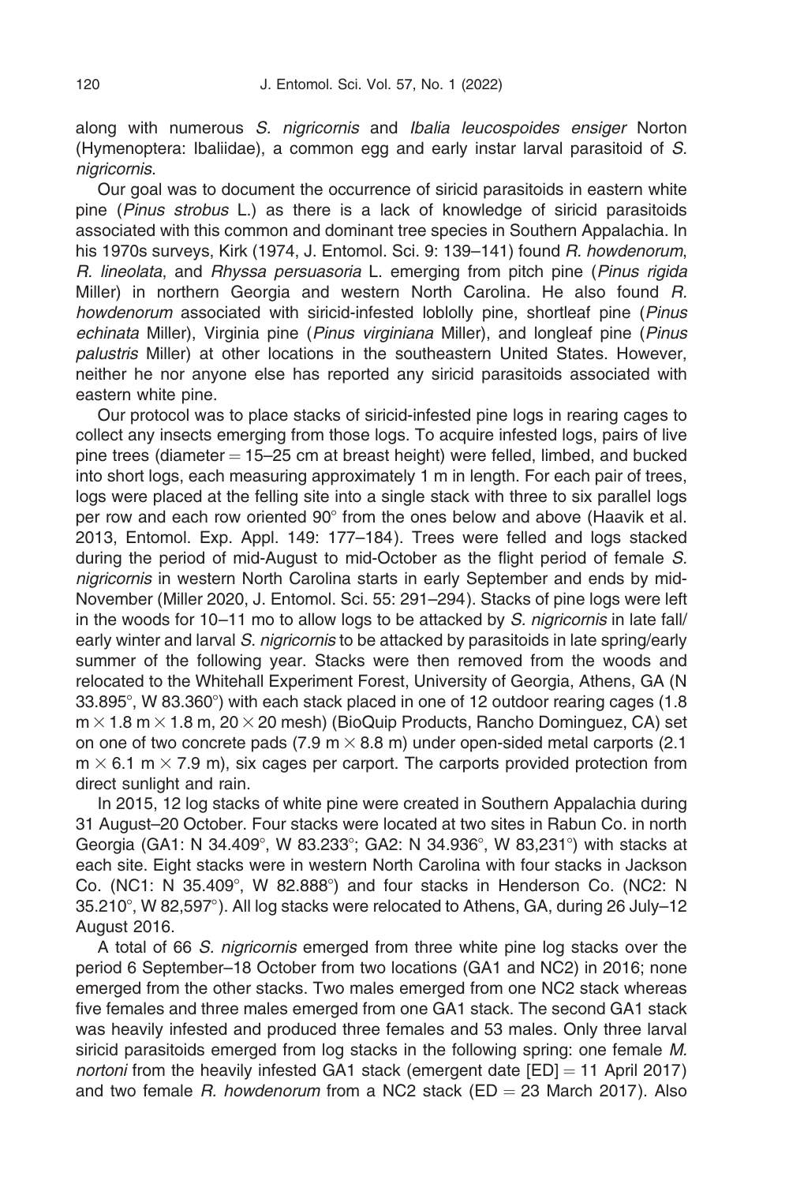along with numerous *S. nigricornis* and *Ibalia leucospoides ensiger* Norton (Hymenoptera: Ibaliidae), a common egg and early instar larval parasitoid of *S. nigricornis*.

Our goal was to document the occurrence of siricid parasitoids in eastern white pine (*Pinus strobus* L.) as there is a lack of knowledge of siricid parasitoids associated with this common and dominant tree species in Southern Appalachia. In his 1970s surveys, Kirk (1974, J. Entomol. Sci. 9: 139–141) found *R. howdenorum*, *R. lineolata*, and *Rhyssa persuasoria* L. emerging from pitch pine (*Pinus rigida* Miller) in northern Georgia and western North Carolina. He also found *R. howdenorum* associated with siricid-infested loblolly pine, shortleaf pine (*Pinus echinata* Miller), Virginia pine (*Pinus virginiana* Miller), and longleaf pine (*Pinus palustris* Miller) at other locations in the southeastern United States. However, neither he nor anyone else has reported any siricid parasitoids associated with eastern white pine.

Our protocol was to place stacks of siricid-infested pine logs in rearing cages to collect any insects emerging from those logs. To acquire infested logs, pairs of live pine trees (diameter = 15–25 cm at breast height) were felled, limbed, and bucked into short logs, each measuring approximately 1 m in length. For each pair of trees, logs were placed at the felling site into a single stack with three to six parallel logs per row and each row oriented 90° from the ones below and above (Haavik et al. 2013, Entomol. Exp. Appl. 149: 177–184). Trees were felled and logs stacked during the period of mid-August to mid-October as the flight period of female *S. nigricornis* in western North Carolina starts in early September and ends by mid-November (Miller 2020, J. Entomol. Sci. 55: 291–294). Stacks of pine logs were left in the woods for 10–11 mo to allow logs to be attacked by *S. nigricornis* in late fall/early winter and larval *S. nigricornis* to be attacked by parasitoids in late spring/early summer of the following year. Stacks were then removed from the woods and relocated to the Whitehall Experiment Forest, University of Georgia, Athens, GA (N 33.895°, W 83.360°) with each stack placed in one of 12 outdoor rearing cages (1.8 m × 1.8 m × 1.8 m, 20 × 20 mesh) (BioQuip Products, Rancho Dominguez, CA) set on one of two concrete pads (7.9 m × 8.8 m) under open-sided metal carports (2.1 m × 6.1 m × 7.9 m), six cages per carport. The carports provided protection from direct sunlight and rain.

In 2015, 12 log stacks of white pine were created in Southern Appalachia during 31 August–20 October. Four stacks were located at two sites in Rabun Co. in north Georgia (GA1: N 34.409°, W 83.233°; GA2: N 34.936°, W 83,231°) with stacks at each site. Eight stacks were in western North Carolina with four stacks in Jackson Co. (NC1: N 35.409°, W 82.888°) and four stacks in Henderson Co. (NC2: N 35.210°, W 82,597°). All log stacks were relocated to Athens, GA, during 26 July–12 August 2016.

A total of 66 *S. nigricornis* emerged from three white pine log stacks over the period 6 September–18 October from two locations (GA1 and NC2) in 2016; none emerged from the other stacks. Two males emerged from one NC2 stack whereas five females and three males emerged from one GA1 stack. The second GA1 stack was heavily infested and produced three females and 53 males. Only three larval siricid parasitoids emerged from log stacks in the following spring: one female *M. nortoni* from the heavily infested GA1 stack (emergent date [ED] = 11 April 2017) and two female *R. howdenorum* from a NC2 stack (ED = 23 March 2017). Also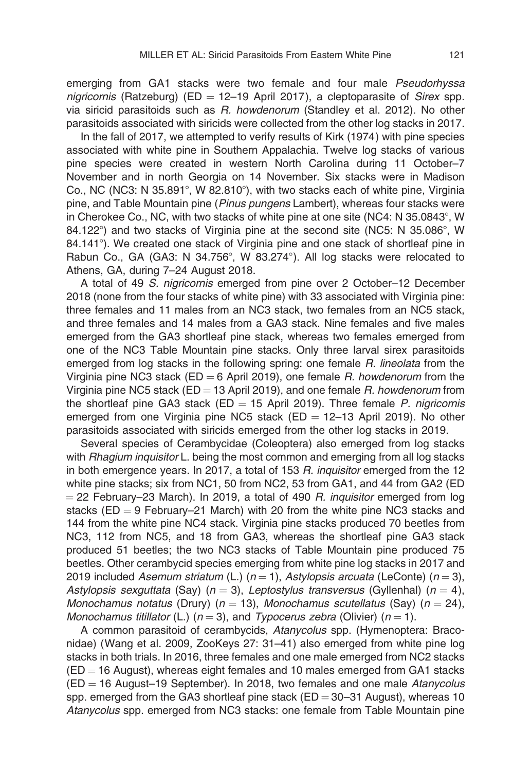emerging from GA1 stacks were two female and four male *Pseudorhyssa nigricornis* (Ratzeburg) (ED = 12–19 April 2017), a cleptoparasite of *Sirex* spp. via siricid parasitoids such as *R. howdenorum* (Standley et al. 2012). No other parasitoids associated with siricids were collected from the other log stacks in 2017.

In the fall of 2017, we attempted to verify results of Kirk (1974) with pine species associated with white pine in Southern Appalachia. Twelve log stacks of various pine species were created in western North Carolina during 11 October–7 November and in north Georgia on 14 November. Six stacks were in Madison Co., NC (NC3: N 35.891°, W 82.810°), with two stacks each of white pine, Virginia pine, and Table Mountain pine (*Pinus pungens* Lambert), whereas four stacks were in Cherokee Co., NC, with two stacks of white pine at one site (NC4: N 35.0843°, W 84.122°) and two stacks of Virginia pine at the second site (NC5: N 35.086°, W 84.141°). We created one stack of Virginia pine and one stack of shortleaf pine in Rabun Co., GA (GA3: N 34.756°, W 83.274°). All log stacks were relocated to Athens, GA, during 7–24 August 2018.

A total of 49 *S. nigricornis* emerged from pine over 2 October–12 December 2018 (none from the four stacks of white pine) with 33 associated with Virginia pine: three females and 11 males from an NC3 stack, two females from an NC5 stack, and three females and 14 males from a GA3 stack. Nine females and five males emerged from the GA3 shortleaf pine stack, whereas two females emerged from one of the NC3 Table Mountain pine stacks. Only three larval sirex parasitoids emerged from log stacks in the following spring: one female *R. lineolata* from the Virginia pine NC3 stack (ED = 6 April 2019), one female *R. howdenorum* from the Virginia pine NC5 stack (ED = 13 April 2019), and one female *R. howdenorum* from the shortleaf pine GA3 stack (ED = 15 April 2019). Three female *P. nigricornis* emerged from one Virginia pine NC5 stack (ED = 12–13 April 2019). No other parasitoids associated with siricids emerged from the other log stacks in 2019.

Several species of Cerambycidae (Coleoptera) also emerged from log stacks with *Rhagium inquisitor* L. being the most common and emerging from all log stacks in both emergence years. In 2017, a total of 153 *R. inquisitor* emerged from the 12 white pine stacks; six from NC1, 50 from NC2, 53 from GA1, and 44 from GA2 (ED = 22 February–23 March). In 2019, a total of 490 *R. inquisitor* emerged from log stacks (ED = 9 February–21 March) with 20 from the white pine NC3 stacks and 144 from the white pine NC4 stack. Virginia pine stacks produced 70 beetles from NC3, 112 from NC5, and 18 from GA3, whereas the shortleaf pine GA3 stack produced 51 beetles; the two NC3 stacks of Table Mountain pine produced 75 beetles. Other cerambycid species emerging from white pine log stacks in 2017 and 2019 included *Asemum striatum* (L.) ($n = 1$), *Astylopsis arcuata* (LeConte) ($n = 3$), *Astylopsis sexguttata* (Say) ($n = 3$), *Leptostylus transversus* (Gyllenhal) ($n = 4$), *Monochamus notatus* (Drury) ($n = 13$), *Monochamus scutellatus* (Say) ($n = 24$), *Monochamus titillator* (L.) ($n = 3$), and *Typocerus zebra* (Olivier) ($n = 1$).

A common parasitoid of cerambycids, *Atanycolus* spp. (Hymenoptera: Braconidae) (Wang et al. 2009, ZooKeys 27: 31–41) also emerged from white pine log stacks in both trials. In 2016, three females and one male emerged from NC2 stacks (ED = 16 August), whereas eight females and 10 males emerged from GA1 stacks (ED = 16 August–19 September). In 2018, two females and one male *Atanycolus* spp. emerged from the GA3 shortleaf pine stack (ED = 30–31 August), whereas 10 *Atanycolus* spp. emerged from NC3 stacks: one female from Table Mountain pine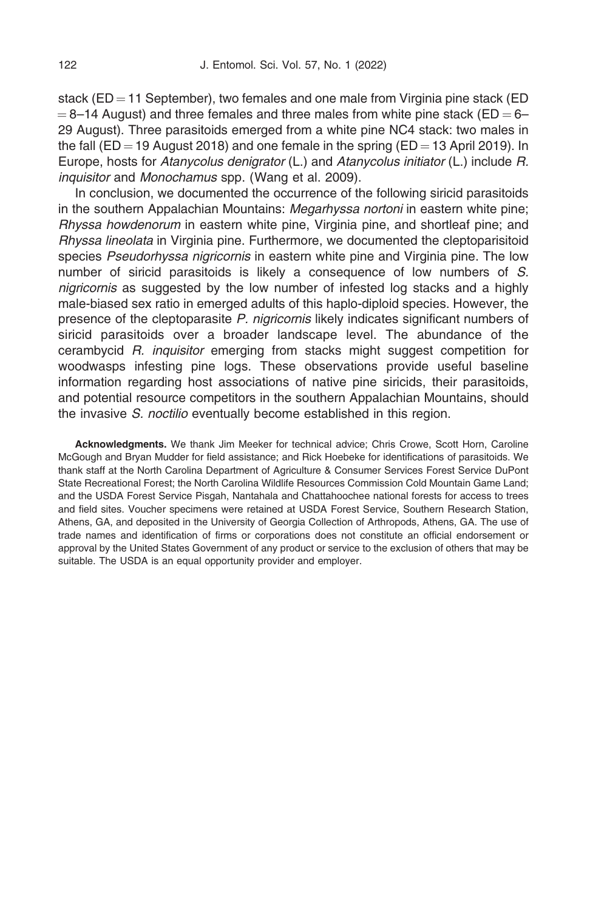stack (ED = 11 September), two females and one male from Virginia pine stack (ED = 8–14 August) and three females and three males from white pine stack (ED = 6–29 August). Three parasitoids emerged from a white pine NC4 stack: two males in the fall (ED = 19 August 2018) and one female in the spring (ED = 13 April 2019). In Europe, hosts for *Atanycolus denigrator* (L.) and *Atanycolus initiator* (L.) include *R. inquisitor* and *Monochamus* spp. (Wang et al. 2009).

In conclusion, we documented the occurrence of the following siricid parasitoids in the southern Appalachian Mountains: *Megarhyssa nortoni* in eastern white pine; *Rhyssa howdenorum* in eastern white pine, Virginia pine, and shortleaf pine; and *Rhyssa lineolata* in Virginia pine. Furthermore, we documented the cleptoparisitoid species *Pseudorhyssa nigricornis* in eastern white pine and Virginia pine. The low number of siricid parasitoids is likely a consequence of low numbers of *S. nigricornis* as suggested by the low number of infested log stacks and a highly male-biased sex ratio in emerged adults of this haplo-diploid species. However, the presence of the cleptoparasite *P. nigricornis* likely indicates significant numbers of siricid parasitoids over a broader landscape level. The abundance of the cerambycid *R. inquisitor* emerging from stacks might suggest competition for woodwasps infesting pine logs. These observations provide useful baseline information regarding host associations of native pine siricids, their parasitoids, and potential resource competitors in the southern Appalachian Mountains, should the invasive *S. noctilio* eventually become established in this region.

**Acknowledgments.** We thank Jim Meeker for technical advice; Chris Crowe, Scott Horn, Caroline McGough and Bryan Mudder for field assistance; and Rick Hoebeke for identifications of parasitoids. We thank staff at the North Carolina Department of Agriculture & Consumer Services Forest Service DuPont State Recreational Forest; the North Carolina Wildlife Resources Commission Cold Mountain Game Land; and the USDA Forest Service Pisgah, Nantahala and Chattahoochee national forests for access to trees and field sites. Voucher specimens were retained at USDA Forest Service, Southern Research Station, Athens, GA, and deposited in the University of Georgia Collection of Arthropods, Athens, GA. The use of trade names and identification of firms or corporations does not constitute an official endorsement or approval by the United States Government of any product or service to the exclusion of others that may be suitable. The USDA is an equal opportunity provider and employer.